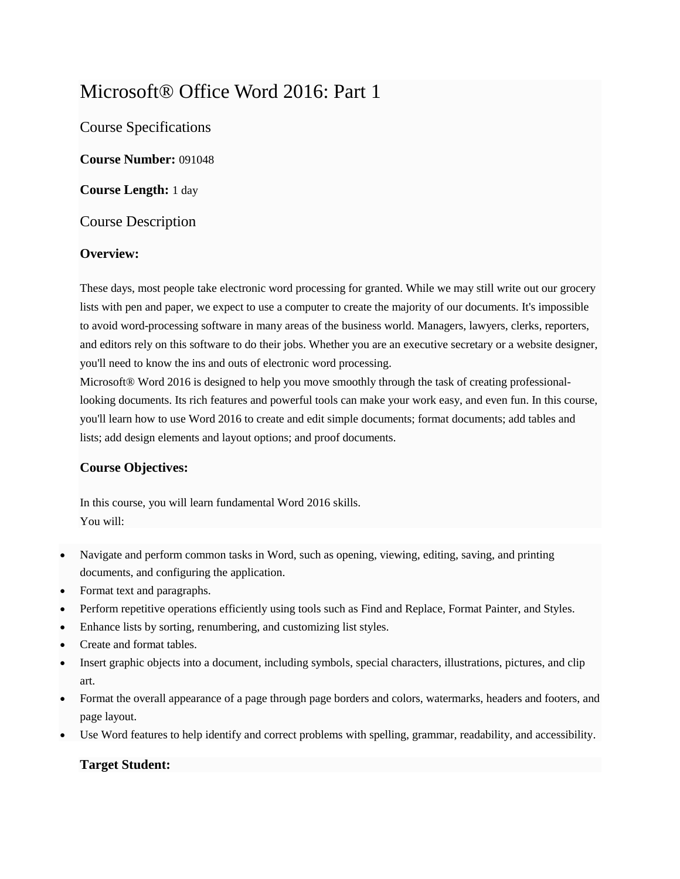# Microsoft® Office Word 2016: Part 1

## Course Specifications

**Course Number:** 091048

**Course Length:** 1 day

## Course Description

### Overview:

These days, most people take electronic word processing for granted. While we may still write out our grocery lists with pen and paper, we expect to use a computer to create the majority of our documents. It's impossible to avoid word-processing software in many areas of the business world. Managers, lawyers, clerks, reporters, and editors rely on this software to do their jobs. Whether you are an executive secretary or a website designer, you'll need to know the ins and outs of electronic word processing.
Microsoft® Word 2016 is designed to help you move smoothly through the task of creating professional-looking documents. Its rich features and powerful tools can make your work easy, and even fun. In this course, you'll learn how to use Word 2016 to create and edit simple documents; format documents; add tables and lists; add design elements and layout options; and proof documents.

### Course Objectives:

In this course, you will learn fundamental Word 2016 skills.
You will:

- Navigate and perform common tasks in Word, such as opening, viewing, editing, saving, and printing documents, and configuring the application.
- Format text and paragraphs.
- Perform repetitive operations efficiently using tools such as Find and Replace, Format Painter, and Styles.
- Enhance lists by sorting, renumbering, and customizing list styles.
- Create and format tables.
- Insert graphic objects into a document, including symbols, special characters, illustrations, pictures, and clip art.
- Format the overall appearance of a page through page borders and colors, watermarks, headers and footers, and page layout.
- Use Word features to help identify and correct problems with spelling, grammar, readability, and accessibility.

### Target Student: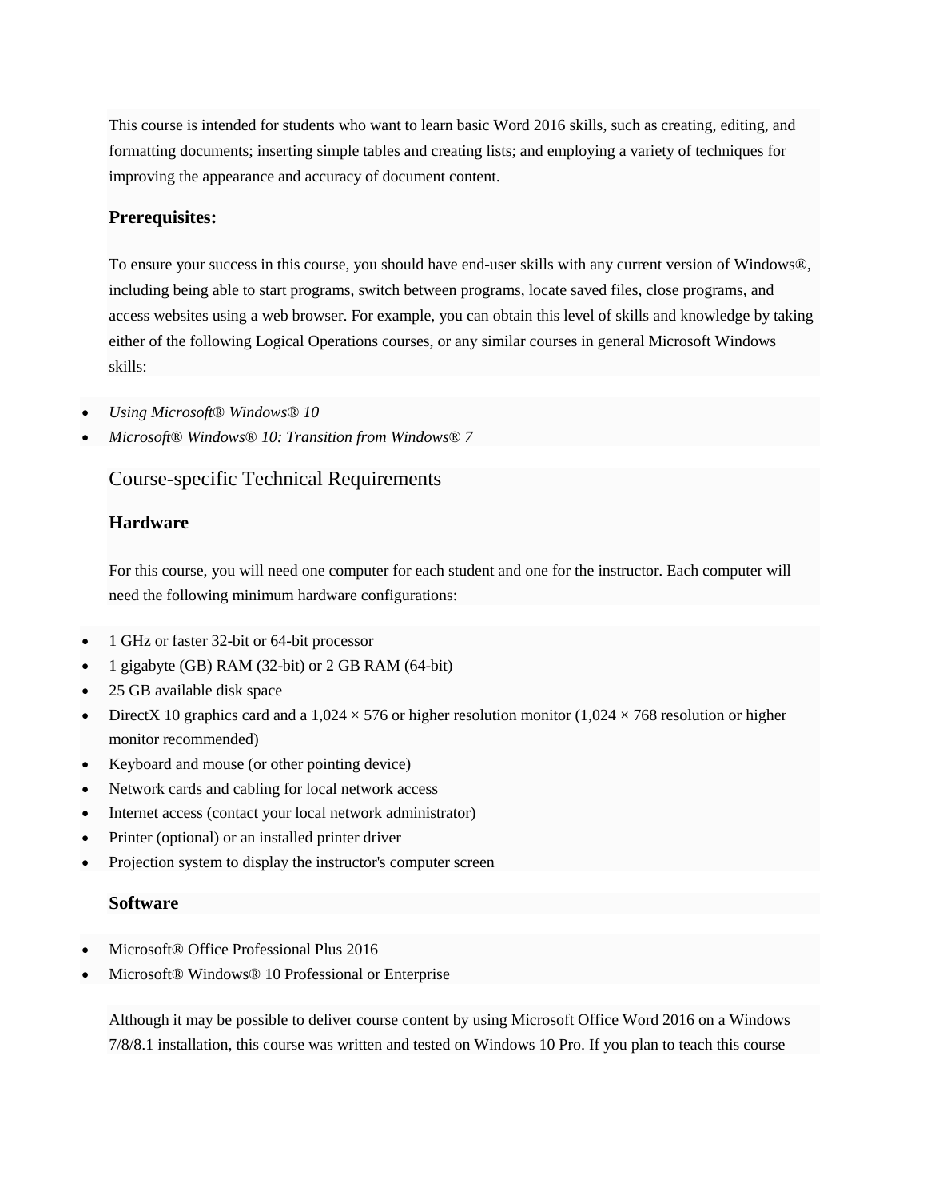This course is intended for students who want to learn basic Word 2016 skills, such as creating, editing, and formatting documents; inserting simple tables and creating lists; and employing a variety of techniques for improving the appearance and accuracy of document content.

### Prerequisites:

To ensure your success in this course, you should have end-user skills with any current version of Windows®, including being able to start programs, switch between programs, locate saved files, close programs, and access websites using a web browser. For example, you can obtain this level of skills and knowledge by taking either of the following Logical Operations courses, or any similar courses in general Microsoft Windows skills:

- *Using Microsoft® Windows® 10*
- *Microsoft® Windows® 10: Transition from Windows® 7*

## Course-specific Technical Requirements

### Hardware

For this course, you will need one computer for each student and one for the instructor. Each computer will need the following minimum hardware configurations:

- 1 GHz or faster 32-bit or 64-bit processor
- 1 gigabyte (GB) RAM (32-bit) or 2 GB RAM (64-bit)
- 25 GB available disk space
- DirectX 10 graphics card and a 1,024 × 576 or higher resolution monitor (1,024 × 768 resolution or higher monitor recommended)
- Keyboard and mouse (or other pointing device)
- Network cards and cabling for local network access
- Internet access (contact your local network administrator)
- Printer (optional) or an installed printer driver
- Projection system to display the instructor's computer screen

### Software

- Microsoft® Office Professional Plus 2016
- Microsoft® Windows® 10 Professional or Enterprise

Although it may be possible to deliver course content by using Microsoft Office Word 2016 on a Windows 7/8/8.1 installation, this course was written and tested on Windows 10 Pro. If you plan to teach this course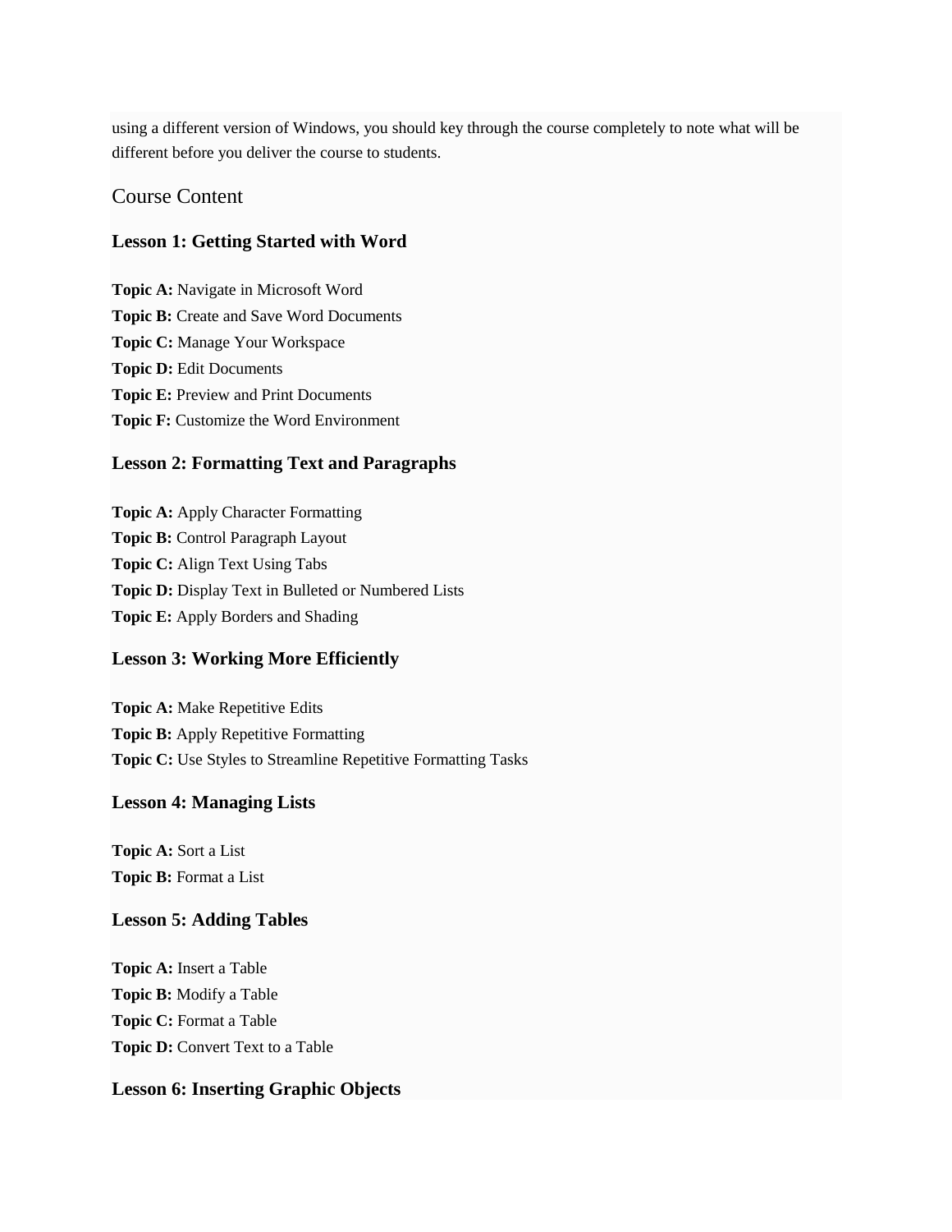using a different version of Windows, you should key through the course completely to note what will be different before you deliver the course to students.

## Course Content

### Lesson 1: Getting Started with Word

**Topic A:** Navigate in Microsoft Word
**Topic B:** Create and Save Word Documents
**Topic C:** Manage Your Workspace
**Topic D:** Edit Documents
**Topic E:** Preview and Print Documents
**Topic F:** Customize the Word Environment

### Lesson 2: Formatting Text and Paragraphs

**Topic A:** Apply Character Formatting
**Topic B:** Control Paragraph Layout
**Topic C:** Align Text Using Tabs
**Topic D:** Display Text in Bulleted or Numbered Lists
**Topic E:** Apply Borders and Shading

### Lesson 3: Working More Efficiently

**Topic A:** Make Repetitive Edits
**Topic B:** Apply Repetitive Formatting
**Topic C:** Use Styles to Streamline Repetitive Formatting Tasks

### Lesson 4: Managing Lists

**Topic A:** Sort a List
**Topic B:** Format a List

### Lesson 5: Adding Tables

**Topic A:** Insert a Table
**Topic B:** Modify a Table
**Topic C:** Format a Table
**Topic D:** Convert Text to a Table

### Lesson 6: Inserting Graphic Objects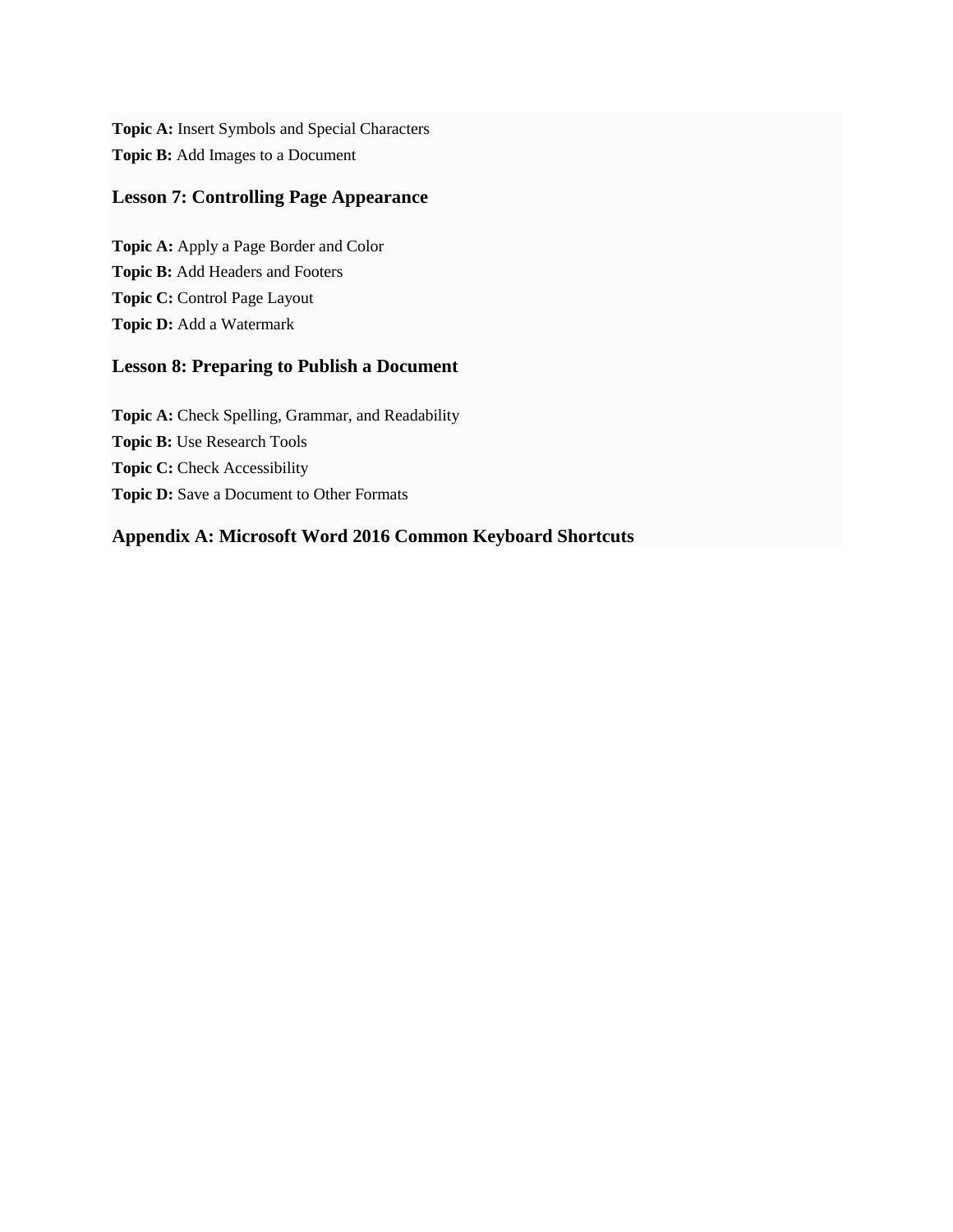**Topic A:** Insert Symbols and Special Characters
**Topic B:** Add Images to a Document

### Lesson 7: Controlling Page Appearance

**Topic A:** Apply a Page Border and Color
**Topic B:** Add Headers and Footers
**Topic C:** Control Page Layout
**Topic D:** Add a Watermark

### Lesson 8: Preparing to Publish a Document

**Topic A:** Check Spelling, Grammar, and Readability
**Topic B:** Use Research Tools
**Topic C:** Check Accessibility
**Topic D:** Save a Document to Other Formats

### Appendix A: Microsoft Word 2016 Common Keyboard Shortcuts